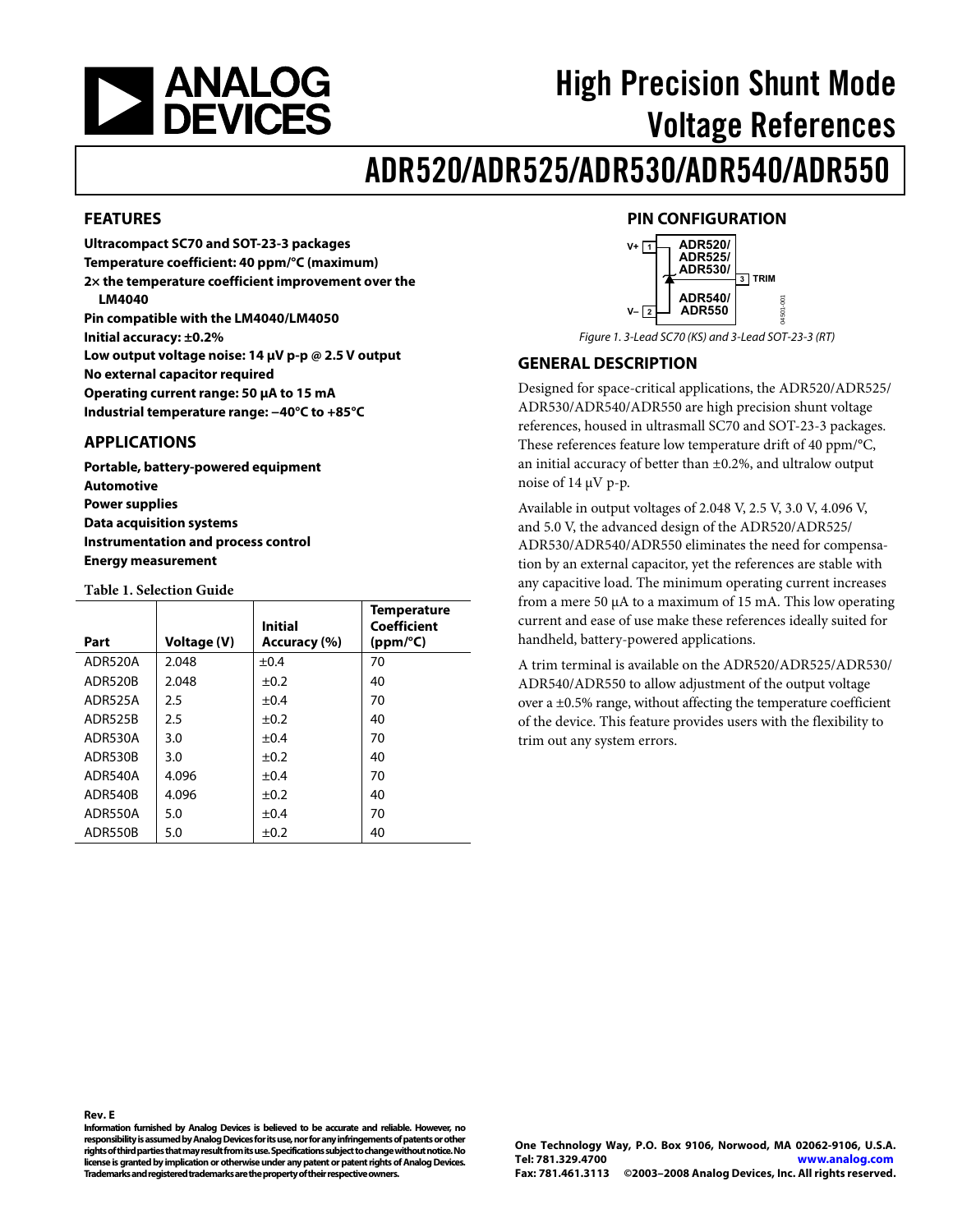# High Precision Shunt Mode Voltage References

# ADR520/ADR525/ADR530/ADR540/ADR550

## FEATURES

**Ultracompact SC70 and SOT-23-3 packages**
**Temperature coefficient: 40 ppm/°C (maximum)**
**2× the temperature coefficient improvement over the LM4040**
**Pin compatible with the LM4040/LM4050**
**Initial accuracy: ±0.2%**
**Low output voltage noise: 14 µV p-p @ 2.5 V output**
**No external capacitor required**
**Operating current range: 50 µA to 15 mA**
**Industrial temperature range: −40°C to +85°C**

## APPLICATIONS

**Portable, battery-powered equipment**
**Automotive**
**Power supplies**
**Data acquisition systems**
**Instrumentation and process control**
**Energy measurement**

**Table 1. Selection Guide**

| Part | Voltage (V) | Initial Accuracy (%) | Temperature Coefficient (ppm/°C) |
|---|---|---|---|
| ADR520A | 2.048 | ±0.4 | 70 |
| ADR520B | 2.048 | ±0.2 | 40 |
| ADR525A | 2.5 | ±0.4 | 70 |
| ADR525B | 2.5 | ±0.2 | 40 |
| ADR530A | 3.0 | ±0.4 | 70 |
| ADR530B | 3.0 | ±0.2 | 40 |
| ADR540A | 4.096 | ±0.4 | 70 |
| ADR540B | 4.096 | ±0.2 | 40 |
| ADR550A | 5.0 | ±0.4 | 70 |
| ADR550B | 5.0 | ±0.2 | 40 |

## PIN CONFIGURATION

V+ 1, V– 2, 3 TRIM — ADR520/ADR525/ADR530/ADR540/ADR550

*Figure 1. 3-Lead SC70 (KS) and 3-Lead SOT-23-3 (RT)*

## GENERAL DESCRIPTION

Designed for space-critical applications, the ADR520/ADR525/ADR530/ADR540/ADR550 are high precision shunt voltage references, housed in ultrasmall SC70 and SOT-23-3 packages. These references feature low temperature drift of 40 ppm/°C, an initial accuracy of better than ±0.2%, and ultralow output noise of 14 µV p-p.

Available in output voltages of 2.048 V, 2.5 V, 3.0 V, 4.096 V, and 5.0 V, the advanced design of the ADR520/ADR525/ADR530/ADR540/ADR550 eliminates the need for compensation by an external capacitor, yet the references are stable with any capacitive load. The minimum operating current increases from a mere 50 µA to a maximum of 15 mA. This low operating current and ease of use make these references ideally suited for handheld, battery-powered applications.

A trim terminal is available on the ADR520/ADR525/ADR530/ADR540/ADR550 to allow adjustment of the output voltage over a ±0.5% range, without affecting the temperature coefficient of the device. This feature provides users with the flexibility to trim out any system errors.

**Rev. E**

**Information furnished by Analog Devices is believed to be accurate and reliable. However, no responsibility is assumed by Analog Devices for its use, nor for any infringements of patents or other rights of third parties that may result from its use. Specifications subject to change without notice. No license is granted by implication or otherwise under any patent or patent rights of Analog Devices. Trademarks and registered trademarks are the property of their respective owners.**

**One Technology Way, P.O. Box 9106, Norwood, MA 02062-9106, U.S.A.**
**Tel: 781.329.4700 www.analog.com**
**Fax: 781.461.3113 ©2003–2008 Analog Devices, Inc. All rights reserved.**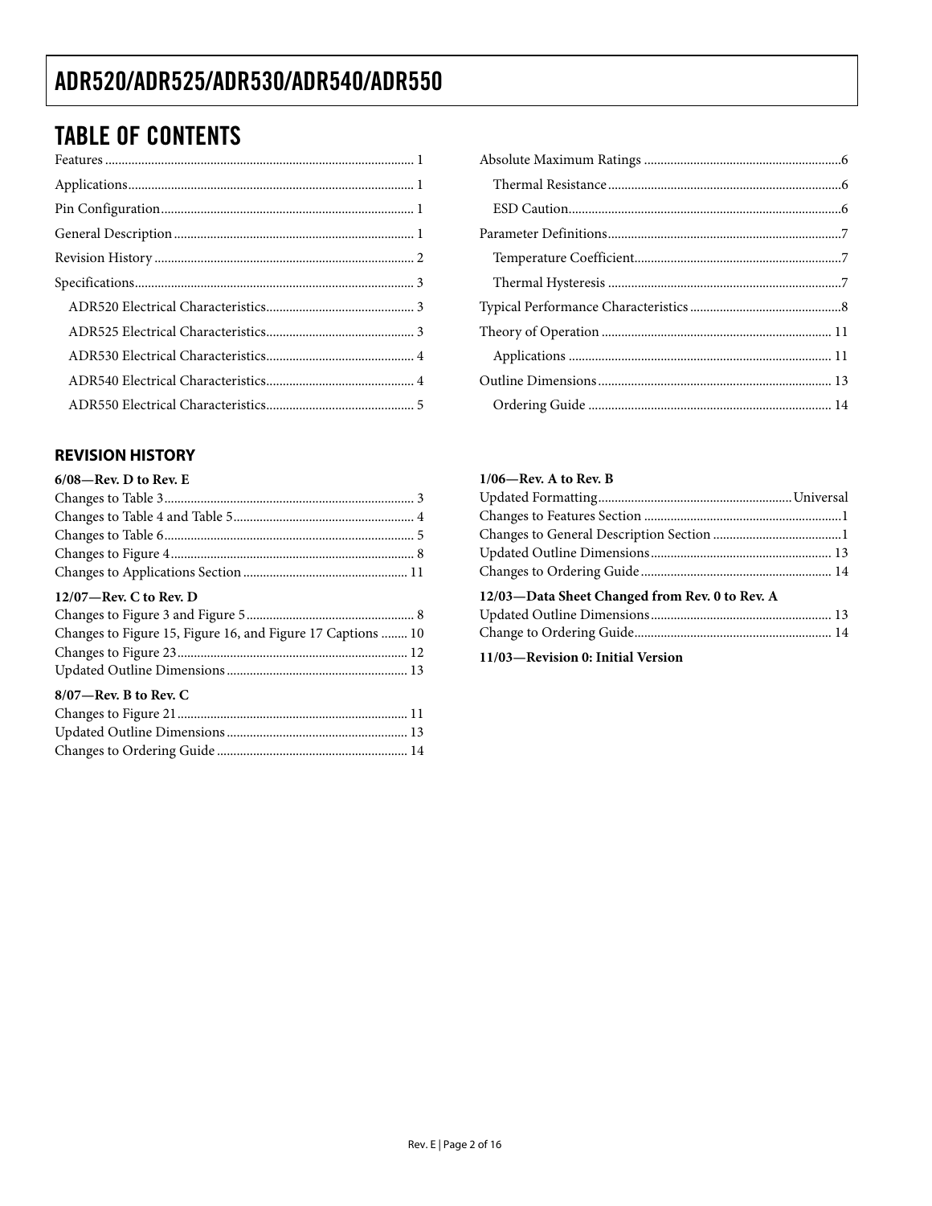## TABLE OF CONTENTS

Features ..... 1
Applications ..... 1
Pin Configuration ..... 1
General Description ..... 1
Revision History ..... 2
Specifications ..... 3
  ADR520 Electrical Characteristics ..... 3
  ADR525 Electrical Characteristics ..... 3
  ADR530 Electrical Characteristics ..... 4
  ADR540 Electrical Characteristics ..... 4
  ADR550 Electrical Characteristics ..... 5
Absolute Maximum Ratings ..... 6
  Thermal Resistance ..... 6
  ESD Caution ..... 6
Parameter Definitions ..... 7
  Temperature Coefficient ..... 7
  Thermal Hysteresis ..... 7
Typical Performance Characteristics ..... 8
Theory of Operation ..... 11
  Applications ..... 11
Outline Dimensions ..... 13
  Ordering Guide ..... 14

### REVISION HISTORY

**6/08—Rev. D to Rev. E**

Changes to Table 3 ..... 3
Changes to Table 4 and Table 5 ..... 4
Changes to Table 6 ..... 5
Changes to Figure 4 ..... 8
Changes to Applications Section ..... 11

**12/07—Rev. C to Rev. D**

Changes to Figure 3 and Figure 5 ..... 8
Changes to Figure 15, Figure 16, and Figure 17 Captions ..... 10
Changes to Figure 23 ..... 12
Updated Outline Dimensions ..... 13

**8/07—Rev. B to Rev. C**

Changes to Figure 21 ..... 11
Updated Outline Dimensions ..... 13
Changes to Ordering Guide ..... 14

**1/06—Rev. A to Rev. B**

Updated Formatting ..... Universal
Changes to Features Section ..... 1
Changes to General Description Section ..... 1
Updated Outline Dimensions ..... 13
Changes to Ordering Guide ..... 14

**12/03—Data Sheet Changed from Rev. 0 to Rev. A**

Updated Outline Dimensions ..... 13
Change to Ordering Guide ..... 14

**11/03—Revision 0: Initial Version**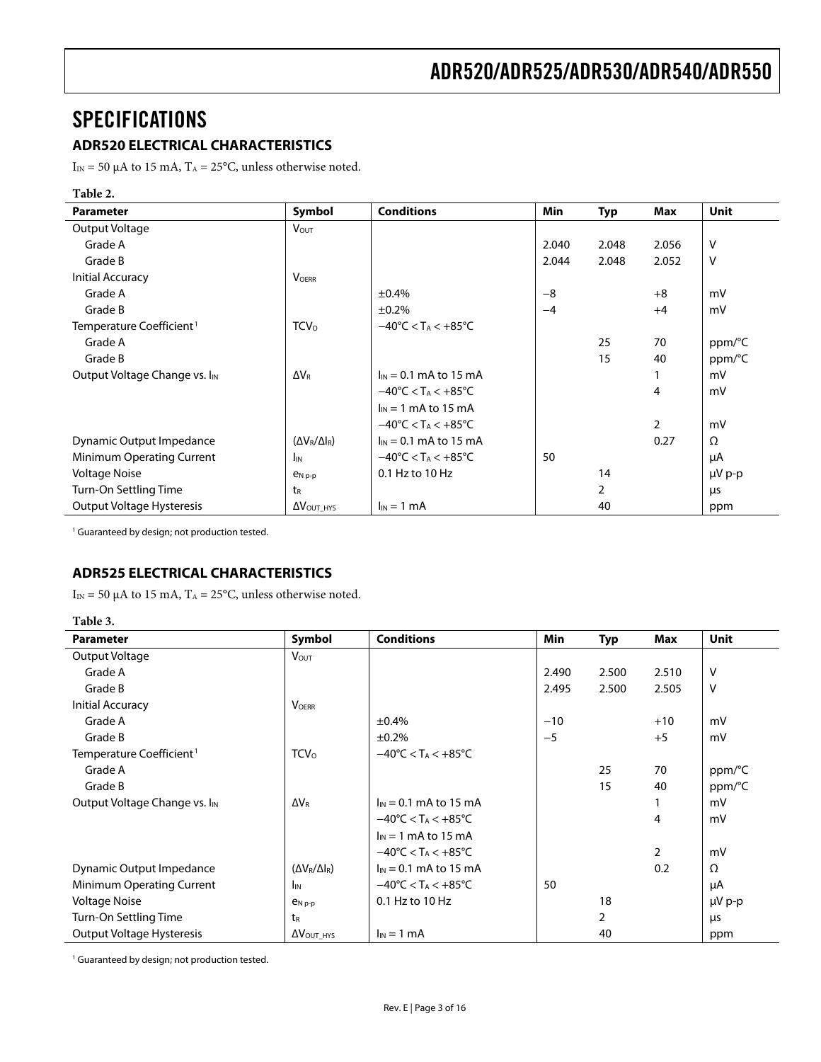# SPECIFICATIONS

## ADR520 ELECTRICAL CHARACTERISTICS

$I_{IN}$ = 50 μA to 15 mA, $T_A$ = 25°C, unless otherwise noted.

**Table 2.**

| Parameter | Symbol | Conditions | Min | Typ | Max | Unit |
|---|---|---|---|---|---|---|
| Output Voltage | $V_{OUT}$ | | | | | |
| Grade A | | | 2.040 | 2.048 | 2.056 | V |
| Grade B | | | 2.044 | 2.048 | 2.052 | V |
| Initial Accuracy | $V_{OERR}$ | | | | | |
| Grade A | | ±0.4% | −8 | | +8 | mV |
| Grade B | | ±0.2% | −4 | | +4 | mV |
| Temperature Coefficient[1] | $TCV_O$ | −40°C < $T_A$ < +85°C | | | | |
| Grade A | | | | 25 | 70 | ppm/°C |
| Grade B | | | | 15 | 40 | ppm/°C |
| Output Voltage Change vs. $I_{IN}$ | $\Delta V_R$ | $I_{IN}$ = 0.1 mA to 15 mA | | | 1 | mV |
| | | −40°C < $T_A$ < +85°C | | | 4 | mV |
| | | $I_{IN}$ = 1 mA to 15 mA | | | | |
| | | −40°C < $T_A$ < +85°C | | | 2 | mV |
| Dynamic Output Impedance | $(\Delta V_R/\Delta I_R)$ | $I_{IN}$ = 0.1 mA to 15 mA | | | 0.27 | Ω |
| Minimum Operating Current | $I_{IN}$ | −40°C < $T_A$ < +85°C | 50 | | | μA |
| Voltage Noise | $e_{N\,p\text{-}p}$ | 0.1 Hz to 10 Hz | | 14 | | μV p-p |
| Turn-On Settling Time | $t_R$ | | | 2 | | μs |
| Output Voltage Hysteresis | $\Delta V_{OUT\_HYS}$ | $I_{IN}$ = 1 mA | | 40 | | ppm |

[1] Guaranteed by design; not production tested.

## ADR525 ELECTRICAL CHARACTERISTICS

$I_{IN}$ = 50 μA to 15 mA, $T_A$ = 25°C, unless otherwise noted.

**Table 3.**

| Parameter | Symbol | Conditions | Min | Typ | Max | Unit |
|---|---|---|---|---|---|---|
| Output Voltage | $V_{OUT}$ | | | | | |
| Grade A | | | 2.490 | 2.500 | 2.510 | V |
| Grade B | | | 2.495 | 2.500 | 2.505 | V |
| Initial Accuracy | $V_{OERR}$ | | | | | |
| Grade A | | ±0.4% | −10 | | +10 | mV |
| Grade B | | ±0.2% | −5 | | +5 | mV |
| Temperature Coefficient[1] | $TCV_O$ | −40°C < $T_A$ < +85°C | | | | |
| Grade A | | | | 25 | 70 | ppm/°C |
| Grade B | | | | 15 | 40 | ppm/°C |
| Output Voltage Change vs. $I_{IN}$ | $\Delta V_R$ | $I_{IN}$ = 0.1 mA to 15 mA | | | 1 | mV |
| | | −40°C < $T_A$ < +85°C | | | 4 | mV |
| | | $I_{IN}$ = 1 mA to 15 mA | | | | |
| | | −40°C < $T_A$ < +85°C | | | 2 | mV |
| Dynamic Output Impedance | $(\Delta V_R/\Delta I_R)$ | $I_{IN}$ = 0.1 mA to 15 mA | | | 0.2 | Ω |
| Minimum Operating Current | $I_{IN}$ | −40°C < $T_A$ < +85°C | 50 | | | μA |
| Voltage Noise | $e_{N\,p\text{-}p}$ | 0.1 Hz to 10 Hz | | 18 | | μV p-p |
| Turn-On Settling Time | $t_R$ | | | 2 | | μs |
| Output Voltage Hysteresis | $\Delta V_{OUT\_HYS}$ | $I_{IN}$ = 1 mA | | 40 | | ppm |

[1] Guaranteed by design; not production tested.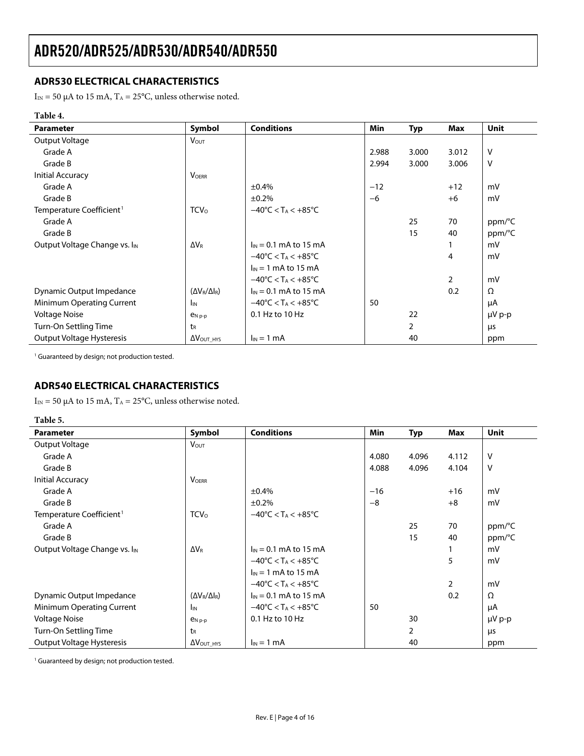## ADR530 ELECTRICAL CHARACTERISTICS

$I_{IN}$ = 50 μA to 15 mA, $T_A$ = 25°C, unless otherwise noted.

**Table 4.**

| Parameter | Symbol | Conditions | Min | Typ | Max | Unit |
|---|---|---|---|---|---|---|
| Output Voltage | $V_{OUT}$ | | | | | |
| Grade A | | | 2.988 | 3.000 | 3.012 | V |
| Grade B | | | 2.994 | 3.000 | 3.006 | V |
| Initial Accuracy | $V_{OERR}$ | | | | | |
| Grade A | | ±0.4% | −12 | | +12 | mV |
| Grade B | | ±0.2% | −6 | | +6 | mV |
| Temperature Coefficient[1] | $TCV_O$ | $-40°C < T_A < +85°C$ | | | | |
| Grade A | | | | 25 | 70 | ppm/°C |
| Grade B | | | | 15 | 40 | ppm/°C |
| Output Voltage Change vs. $I_{IN}$ | $\Delta V_R$ | $I_{IN}$ = 0.1 mA to 15 mA | | | 1 | mV |
| | | $-40°C < T_A < +85°C$ | | | 4 | mV |
| | | $I_{IN}$ = 1 mA to 15 mA | | | | |
| | | $-40°C < T_A < +85°C$ | | | 2 | mV |
| Dynamic Output Impedance | $(\Delta V_R/\Delta I_R)$ | $I_{IN}$ = 0.1 mA to 15 mA | | | 0.2 | Ω |
| Minimum Operating Current | $I_{IN}$ | $-40°C < T_A < +85°C$ | 50 | | | μA |
| Voltage Noise | $e_{N\ p\text{-}p}$ | 0.1 Hz to 10 Hz | | 22 | | μV p-p |
| Turn-On Settling Time | $t_R$ | | | 2 | | μs |
| Output Voltage Hysteresis | $\Delta V_{OUT\_HYS}$ | $I_{IN}$ = 1 mA | | 40 | | ppm |

[1] Guaranteed by design; not production tested.

## ADR540 ELECTRICAL CHARACTERISTICS

$I_{IN}$ = 50 μA to 15 mA, $T_A$ = 25°C, unless otherwise noted.

**Table 5.**

| Parameter | Symbol | Conditions | Min | Typ | Max | Unit |
|---|---|---|---|---|---|---|
| Output Voltage | $V_{OUT}$ | | | | | |
| Grade A | | | 4.080 | 4.096 | 4.112 | V |
| Grade B | | | 4.088 | 4.096 | 4.104 | V |
| Initial Accuracy | $V_{OERR}$ | | | | | |
| Grade A | | ±0.4% | −16 | | +16 | mV |
| Grade B | | ±0.2% | −8 | | +8 | mV |
| Temperature Coefficient[1] | $TCV_O$ | $-40°C < T_A < +85°C$ | | | | |
| Grade A | | | | 25 | 70 | ppm/°C |
| Grade B | | | | 15 | 40 | ppm/°C |
| Output Voltage Change vs. $I_{IN}$ | $\Delta V_R$ | $I_{IN}$ = 0.1 mA to 15 mA | | | 1 | mV |
| | | $-40°C < T_A < +85°C$ | | | 5 | mV |
| | | $I_{IN}$ = 1 mA to 15 mA | | | | |
| | | $-40°C < T_A < +85°C$ | | | 2 | mV |
| Dynamic Output Impedance | $(\Delta V_R/\Delta I_R)$ | $I_{IN}$ = 0.1 mA to 15 mA | | | 0.2 | Ω |
| Minimum Operating Current | $I_{IN}$ | $-40°C < T_A < +85°C$ | 50 | | | μA |
| Voltage Noise | $e_{N\ p\text{-}p}$ | 0.1 Hz to 10 Hz | | 30 | | μV p-p |
| Turn-On Settling Time | $t_R$ | | | 2 | | μs |
| Output Voltage Hysteresis | $\Delta V_{OUT\_HYS}$ | $I_{IN}$ = 1 mA | | 40 | | ppm |

[1] Guaranteed by design; not production tested.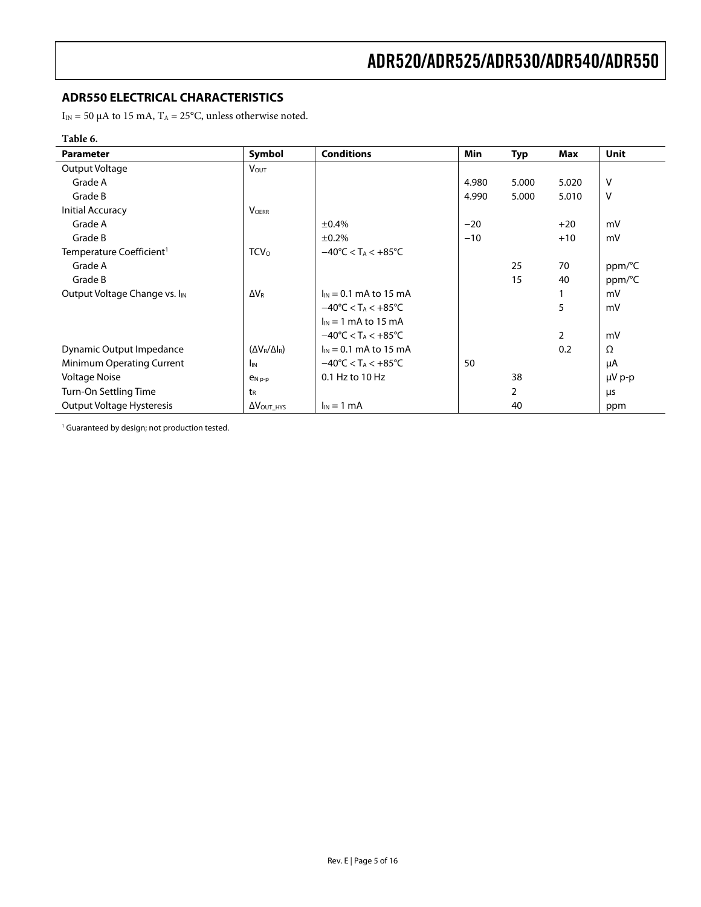## ADR550 ELECTRICAL CHARACTERISTICS

$I_{IN}$ = 50 μA to 15 mA, $T_A$ = 25°C, unless otherwise noted.

**Table 6.**

| Parameter | Symbol | Conditions | Min | Typ | Max | Unit |
|---|---|---|---|---|---|---|
| Output Voltage | $V_{OUT}$ | | | | | |
| Grade A | | | 4.980 | 5.000 | 5.020 | V |
| Grade B | | | 4.990 | 5.000 | 5.010 | V |
| Initial Accuracy | $V_{OERR}$ | | | | | |
| Grade A | | ±0.4% | −20 | | +20 | mV |
| Grade B | | ±0.2% | −10 | | +10 | mV |
| Temperature Coefficient[1] | $TCV_O$ | $-40°C < T_A < +85°C$ | | | | |
| Grade A | | | | 25 | 70 | ppm/°C |
| Grade B | | | | 15 | 40 | ppm/°C |
| Output Voltage Change vs. $I_{IN}$ | $\Delta V_R$ | $I_{IN}$ = 0.1 mA to 15 mA | | | 1 | mV |
| | | $-40°C < T_A < +85°C$ | | | 5 | mV |
| | | $I_{IN}$ = 1 mA to 15 mA | | | | |
| | | $-40°C < T_A < +85°C$ | | | 2 | mV |
| Dynamic Output Impedance | $(\Delta V_R/\Delta I_R)$ | $I_{IN}$ = 0.1 mA to 15 mA | | | 0.2 | Ω |
| Minimum Operating Current | $I_{IN}$ | $-40°C < T_A < +85°C$ | 50 | | | μA |
| Voltage Noise | $e_{N\,p\text{-}p}$ | 0.1 Hz to 10 Hz | | 38 | | μV p-p |
| Turn-On Settling Time | $t_R$ | | | 2 | | μs |
| Output Voltage Hysteresis | $\Delta V_{OUT\_HYS}$ | $I_{IN}$ = 1 mA | | 40 | | ppm |

[1] Guaranteed by design; not production tested.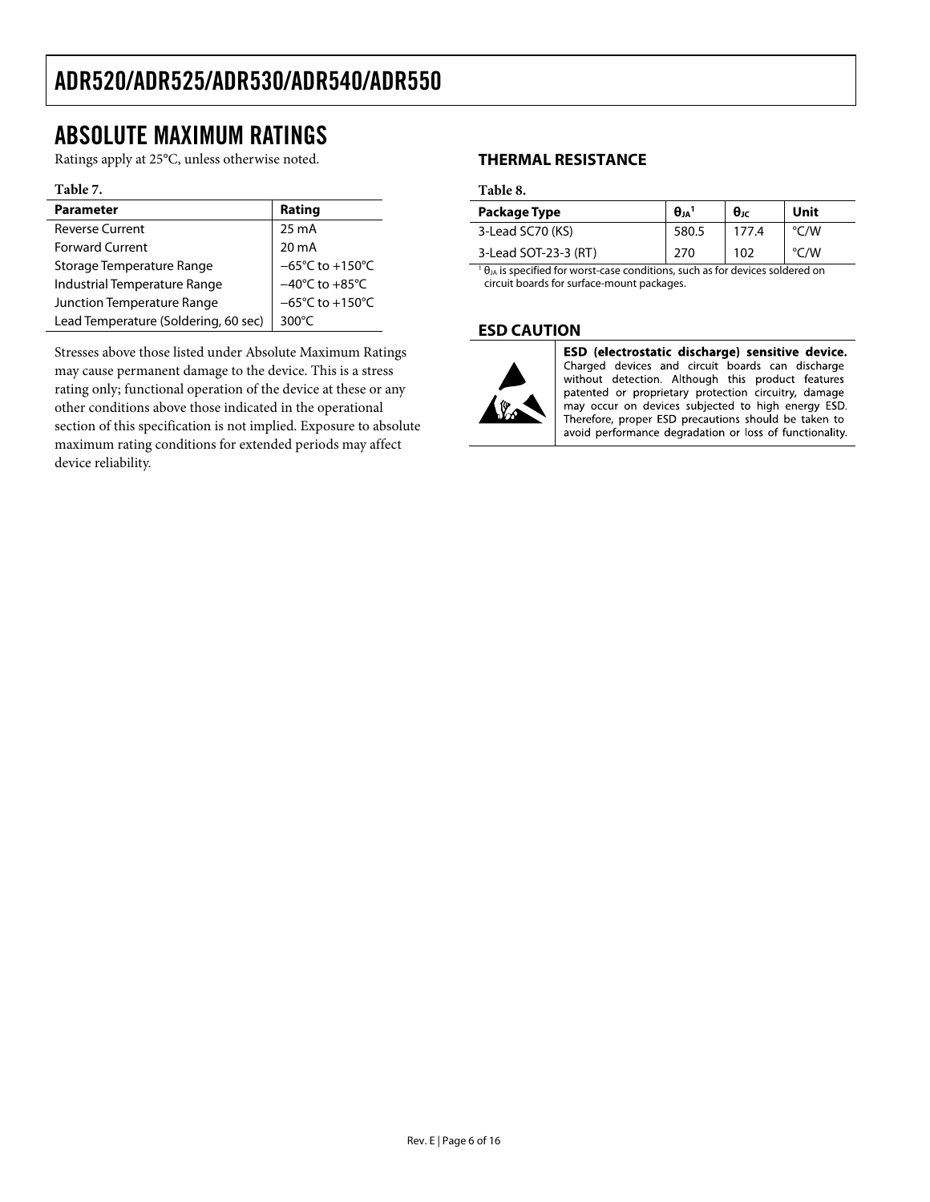# ABSOLUTE MAXIMUM RATINGS

Ratings apply at 25°C, unless otherwise noted.

**Table 7.**

| Parameter | Rating |
|---|---|
| Reverse Current | 25 mA |
| Forward Current | 20 mA |
| Storage Temperature Range | −65°C to +150°C |
| Industrial Temperature Range | −40°C to +85°C |
| Junction Temperature Range | −65°C to +150°C |
| Lead Temperature (Soldering, 60 sec) | 300°C |

Stresses above those listed under Absolute Maximum Ratings may cause permanent damage to the device. This is a stress rating only; functional operation of the device at these or any other conditions above those indicated in the operational section of this specification is not implied. Exposure to absolute maximum rating conditions for extended periods may affect device reliability.

## THERMAL RESISTANCE

**Table 8.**

| Package Type | $\theta_{JA}$[1] | $\theta_{JC}$ | Unit |
|---|---|---|---|
| 3-Lead SC70 (KS) | 580.5 | 177.4 | °C/W |
| 3-Lead SOT-23-3 (RT) | 270 | 102 | °C/W |

[1] $\theta_{JA}$ is specified for worst-case conditions, such as for devices soldered on circuit boards for surface-mount packages.

## ESD CAUTION

**ESD (electrostatic discharge) sensitive device.** Charged devices and circuit boards can discharge without detection. Although this product features patented or proprietary protection circuitry, damage may occur on devices subjected to high energy ESD. Therefore, proper ESD precautions should be taken to avoid performance degradation or loss of functionality.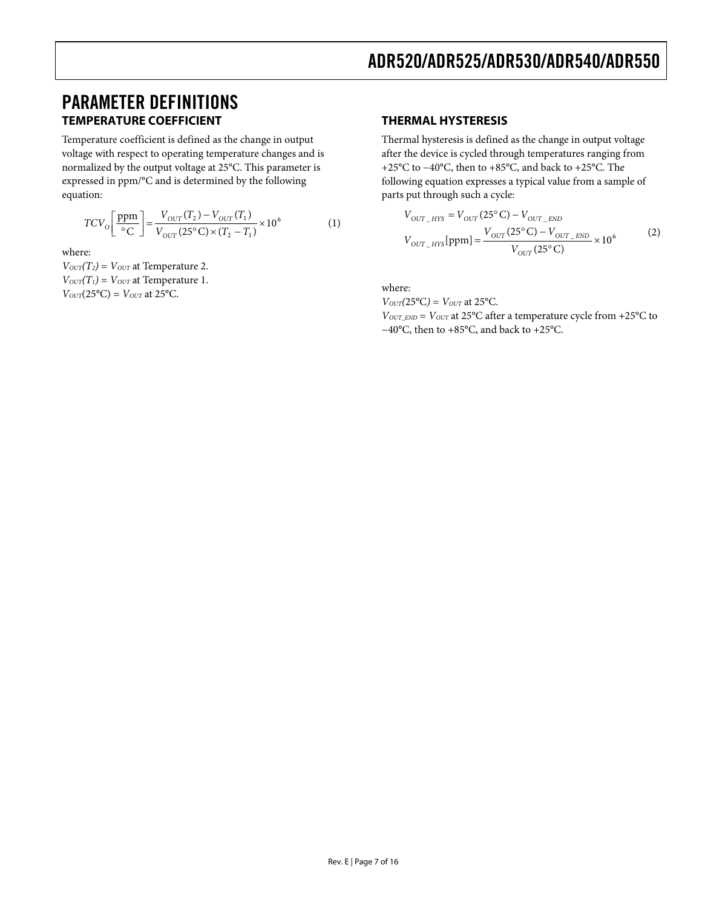# PARAMETER DEFINITIONS

## TEMPERATURE COEFFICIENT

Temperature coefficient is defined as the change in output voltage with respect to operating temperature changes and is normalized by the output voltage at 25°C. This parameter is expressed in ppm/°C and is determined by the following equation:

$$TCV_O\left[\frac{\text{ppm}}{°\text{C}}\right] = \frac{V_{OUT}(T_2) - V_{OUT}(T_1)}{V_{OUT}(25°\text{C}) \times (T_2 - T_1)} \times 10^6 \quad (1)$$

where:

$V_{OUT}(T_2) = V_{OUT}$ at Temperature 2.
$V_{OUT}(T_1) = V_{OUT}$ at Temperature 1.
$V_{OUT}(25°\text{C}) = V_{OUT}$ at 25°C.

## THERMAL HYSTERESIS

Thermal hysteresis is defined as the change in output voltage after the device is cycled through temperatures ranging from +25°C to −40°C, then to +85°C, and back to +25°C. The following equation expresses a typical value from a sample of parts put through such a cycle:

$$V_{OUT\_HYS} = V_{OUT}(25°\text{C}) - V_{OUT\_END}$$

$$V_{OUT\_HYS}[\text{ppm}] = \frac{V_{OUT}(25°\text{C}) - V_{OUT\_END}}{V_{OUT}(25°\text{C})} \times 10^6 \quad (2)$$

where:

$V_{OUT}(25°\text{C}) = V_{OUT}$ at 25°C.
$V_{OUT\_END} = V_{OUT}$ at 25°C after a temperature cycle from +25°C to −40°C, then to +85°C, and back to +25°C.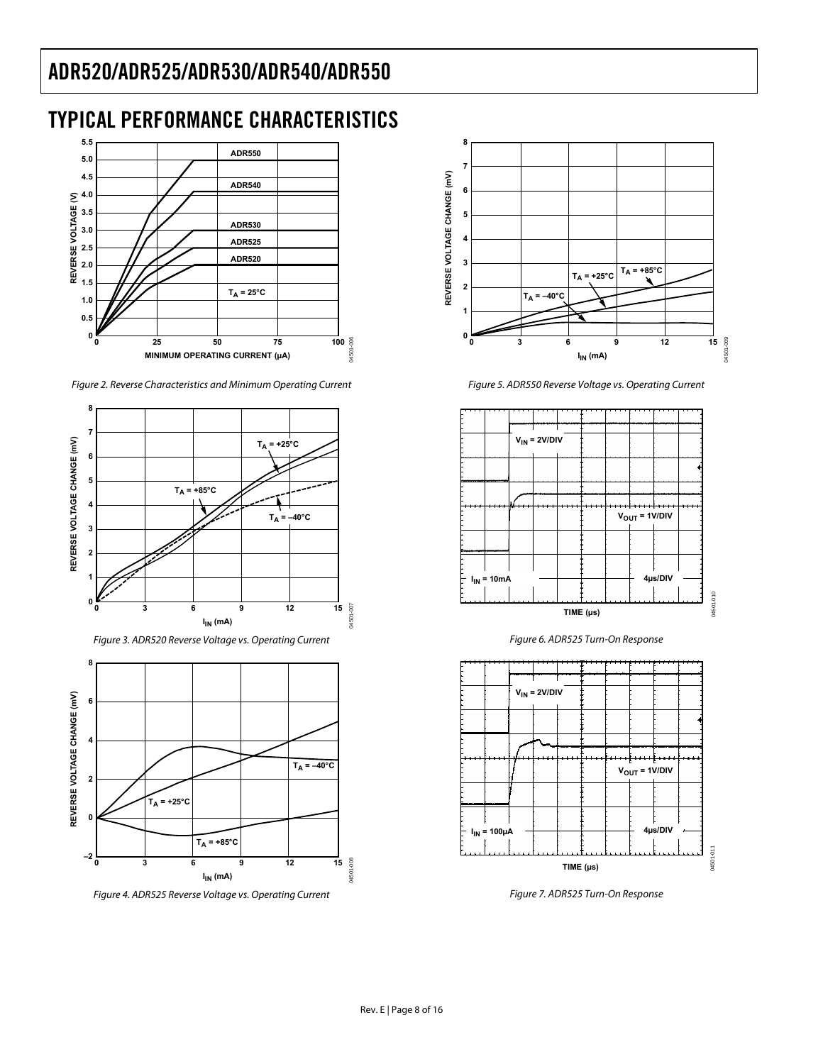## TYPICAL PERFORMANCE CHARACTERISTICS

Figure 2. Reverse Characteristics and Minimum Operating Current

Figure 3. ADR520 Reverse Voltage vs. Operating Current

Figure 4. ADR525 Reverse Voltage vs. Operating Current

Figure 5. ADR550 Reverse Voltage vs. Operating Current

Figure 6. ADR525 Turn-On Response

Figure 7. ADR525 Turn-On Response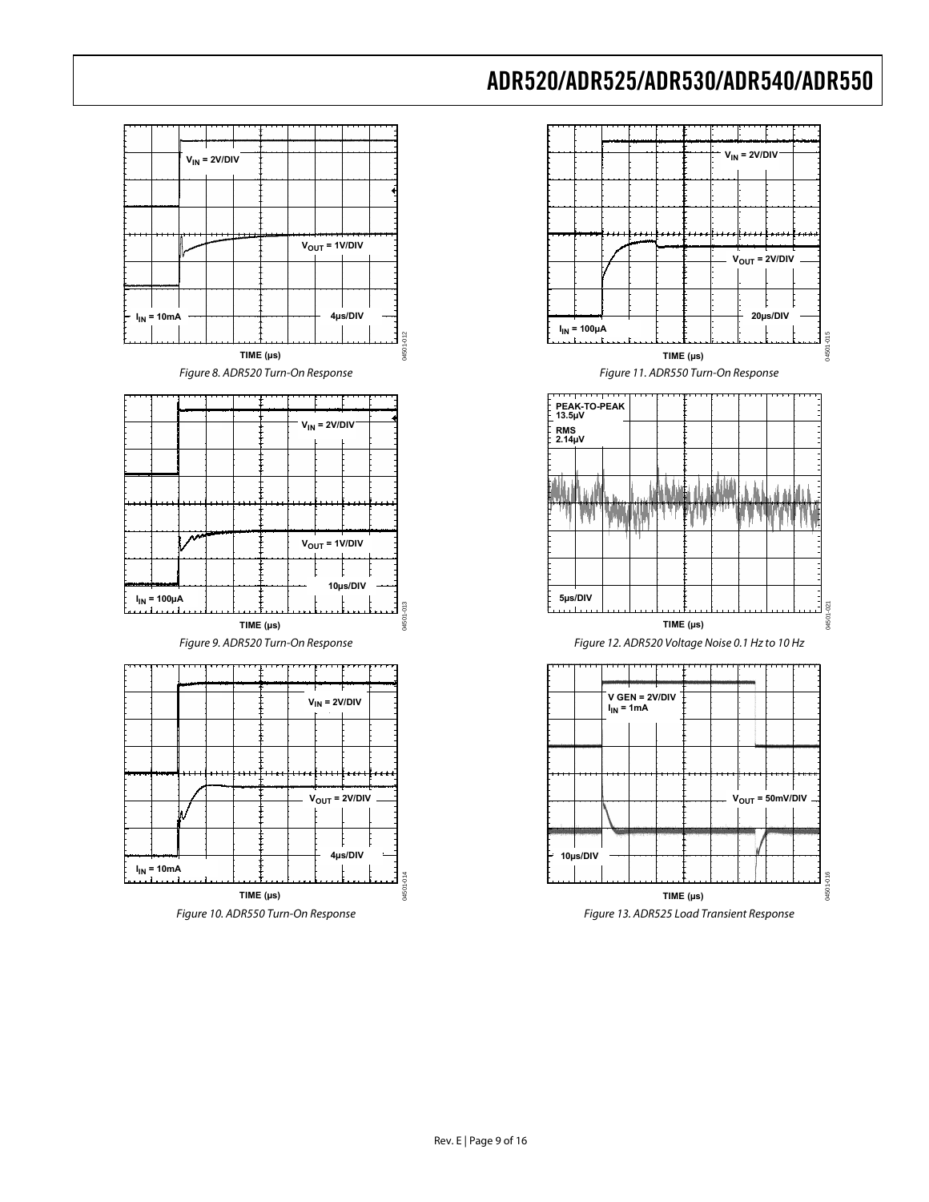$V_{IN}$ = 2V/DIV

$V_{OUT}$ = 1V/DIV

$I_{IN}$ = 10mA

4µs/DIV

TIME (µs)

04501-012

*Figure 8. ADR520 Turn-On Response*

$V_{IN}$ = 2V/DIV

$V_{OUT}$ = 1V/DIV

10µs/DIV

$I_{IN}$ = 100µA

TIME (µs)

04501-013

*Figure 9. ADR520 Turn-On Response*

$V_{IN}$ = 2V/DIV

$V_{OUT}$ = 2V/DIV

4µs/DIV

$I_{IN}$ = 10mA

TIME (µs)

04501-014

*Figure 10. ADR550 Turn-On Response*

$V_{IN}$ = 2V/DIV

$V_{OUT}$ = 2V/DIV

20µs/DIV

$I_{IN}$ = 100µA

TIME (µs)

04501-015

*Figure 11. ADR550 Turn-On Response*

PEAK-TO-PEAK 13.5µV

RMS 2.14µV

5µs/DIV

TIME (µs)

04501-021

*Figure 12. ADR520 Voltage Noise 0.1 Hz to 10 Hz*

V GEN = 2V/DIV

$I_{IN}$ = 1mA

$V_{OUT}$ = 50mV/DIV

10µs/DIV

TIME (µs)

04501-016

*Figure 13. ADR525 Load Transient Response*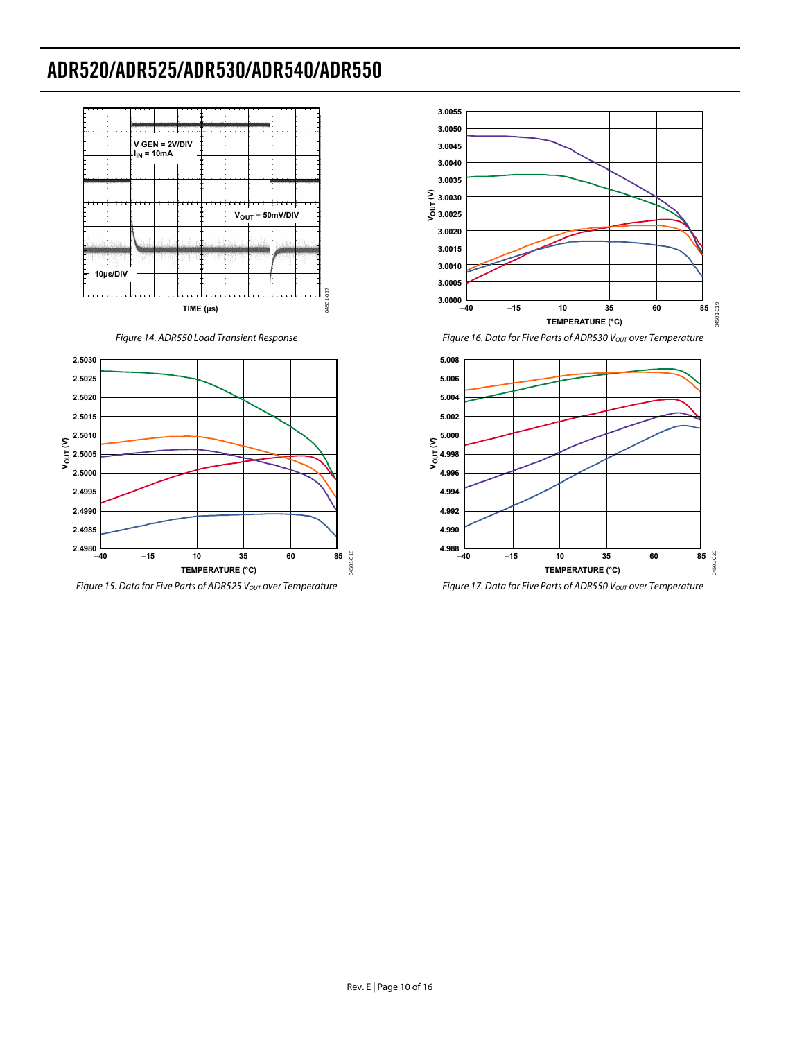Figure 14. ADR550 Load Transient Response

Figure 15. Data for Five Parts of ADR525 $V_{OUT}$ over Temperature

Figure 16. Data for Five Parts of ADR530 $V_{OUT}$ over Temperature

Figure 17. Data for Five Parts of ADR550 $V_{OUT}$ over Temperature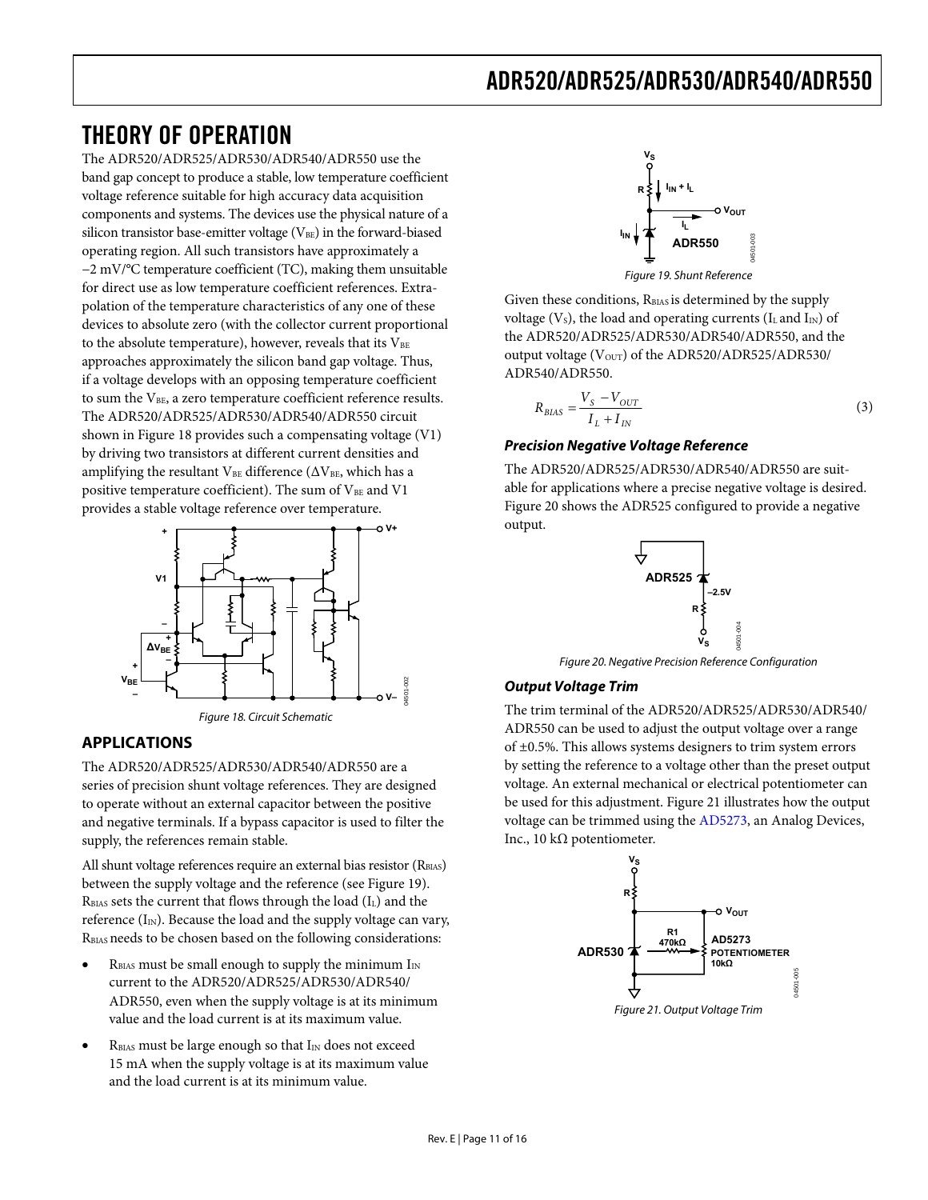# THEORY OF OPERATION

The ADR520/ADR525/ADR530/ADR540/ADR550 use the band gap concept to produce a stable, low temperature coefficient voltage reference suitable for high accuracy data acquisition components and systems. The devices use the physical nature of a silicon transistor base-emitter voltage ($V_{BE}$) in the forward-biased operating region. All such transistors have approximately a −2 mV/°C temperature coefficient (TC), making them unsuitable for direct use as low temperature coefficient references. Extrapolation of the temperature characteristics of any one of these devices to absolute zero (with the collector current proportional to the absolute temperature), however, reveals that its $V_{BE}$ approaches approximately the silicon band gap voltage. Thus, if a voltage develops with an opposing temperature coefficient to sum the $V_{BE}$, a zero temperature coefficient reference results. The ADR520/ADR525/ADR530/ADR540/ADR550 circuit shown in Figure 18 provides such a compensating voltage (V1) by driving two transistors at different current densities and amplifying the resultant $V_{BE}$ difference ($\Delta V_{BE}$, which has a positive temperature coefficient). The sum of $V_{BE}$ and V1 provides a stable voltage reference over temperature.

Figure 18. Circuit Schematic

## APPLICATIONS

The ADR520/ADR525/ADR530/ADR540/ADR550 are a series of precision shunt voltage references. They are designed to operate without an external capacitor between the positive and negative terminals. If a bypass capacitor is used to filter the supply, the references remain stable.

All shunt voltage references require an external bias resistor ($R_{BIAS}$) between the supply voltage and the reference (see Figure 19). $R_{BIAS}$ sets the current that flows through the load ($I_L$) and the reference ($I_{IN}$). Because the load and the supply voltage can vary, $R_{BIAS}$ needs to be chosen based on the following considerations:

- $R_{BIAS}$ must be small enough to supply the minimum $I_{IN}$ current to the ADR520/ADR525/ADR530/ADR540/ADR550, even when the supply voltage is at its minimum value and the load current is at its maximum value.
- $R_{BIAS}$ must be large enough so that $I_{IN}$ does not exceed 15 mA when the supply voltage is at its maximum value and the load current is at its minimum value.

Figure 19. Shunt Reference

Given these conditions, $R_{BIAS}$ is determined by the supply voltage ($V_S$), the load and operating currents ($I_L$ and $I_{IN}$) of the ADR520/ADR525/ADR530/ADR540/ADR550, and the output voltage ($V_{OUT}$) of the ADR520/ADR525/ADR530/ADR540/ADR550.

$$R_{BIAS} = \frac{V_S - V_{OUT}}{I_L + I_{IN}} \tag{3}$$

### *Precision Negative Voltage Reference*

The ADR520/ADR525/ADR530/ADR540/ADR550 are suitable for applications where a precise negative voltage is desired. Figure 20 shows the ADR525 configured to provide a negative output.

Figure 20. Negative Precision Reference Configuration

### *Output Voltage Trim*

The trim terminal of the ADR520/ADR525/ADR530/ADR540/ADR550 can be used to adjust the output voltage over a range of ±0.5%. This allows systems designers to trim system errors by setting the reference to a voltage other than the preset output voltage. An external mechanical or electrical potentiometer can be used for this adjustment. Figure 21 illustrates how the output voltage can be trimmed using the AD5273, an Analog Devices, Inc., 10 kΩ potentiometer.

Figure 21. Output Voltage Trim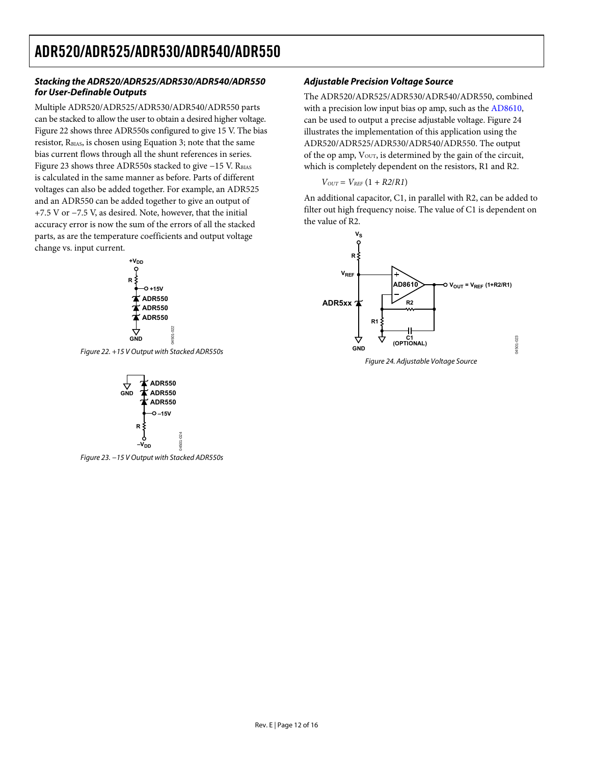### Stacking the ADR520/ADR525/ADR530/ADR540/ADR550 for User-Definable Outputs

Multiple ADR520/ADR525/ADR530/ADR540/ADR550 parts can be stacked to allow the user to obtain a desired higher voltage. Figure 22 shows three ADR550s configured to give 15 V. The bias resistor, $R_{BIAS}$, is chosen using Equation 3; note that the same bias current flows through all the shunt references in series. Figure 23 shows three ADR550s stacked to give −15 V. $R_{BIAS}$ is calculated in the same manner as before. Parts of different voltages can also be added together. For example, an ADR525 and an ADR550 can be added together to give an output of +7.5 V or −7.5 V, as desired. Note, however, that the initial accuracy error is now the sum of the errors of all the stacked parts, as are the temperature coefficients and output voltage change vs. input current.

*Figure 22. +15 V Output with Stacked ADR550s*

*Figure 23. −15 V Output with Stacked ADR550s*

### Adjustable Precision Voltage Source

The ADR520/ADR525/ADR530/ADR540/ADR550, combined with a precision low input bias op amp, such as the AD8610, can be used to output a precise adjustable voltage. Figure 24 illustrates the implementation of this application using the ADR520/ADR525/ADR530/ADR540/ADR550. The output of the op amp, $V_{OUT}$, is determined by the gain of the circuit, which is completely dependent on the resistors, R1 and R2.

$$V_{OUT} = V_{REF}\,(1 + R2/R1)$$

An additional capacitor, C1, in parallel with R2, can be added to filter out high frequency noise. The value of C1 is dependent on the value of R2.

*Figure 24. Adjustable Voltage Source*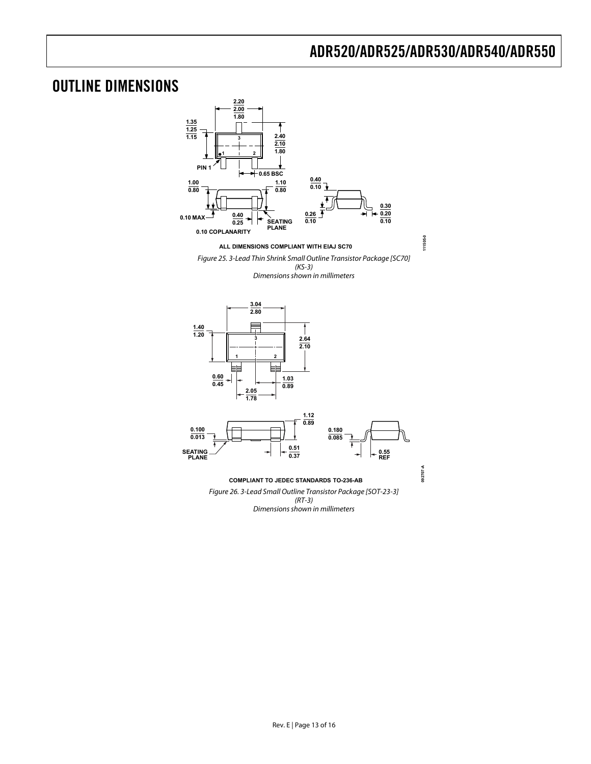# OUTLINE DIMENSIONS

ALL DIMENSIONS COMPLIANT WITH EIAJ SC70

*Figure 25. 3-Lead Thin Shrink Small Outline Transistor Package [SC70] (KS-3) Dimensions shown in millimeters*

COMPLIANT TO JEDEC STANDARDS TO-236-AB

*Figure 26. 3-Lead Small Outline Transistor Package [SOT-23-3] (RT-3) Dimensions shown in millimeters*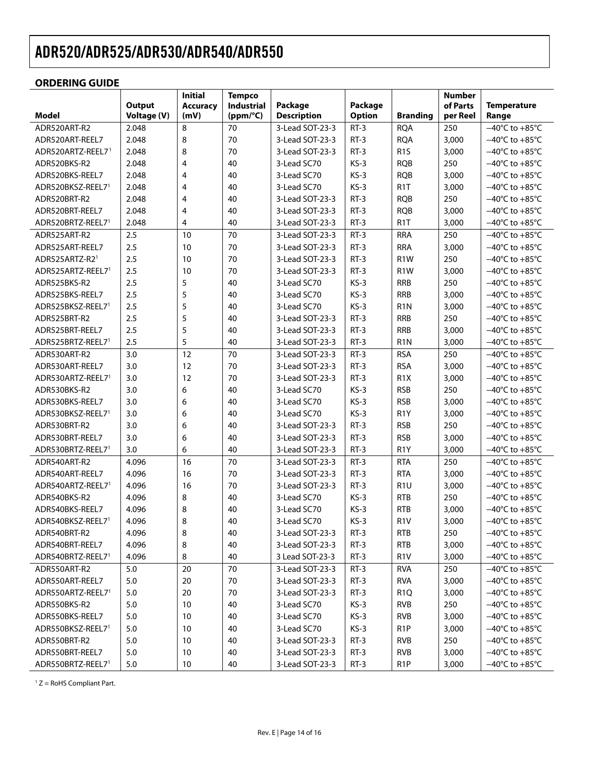## ORDERING GUIDE

| Model | Output Voltage (V) | Initial Accuracy (mV) | Tempco Industrial (ppm/°C) | Package Description | Package Option | Branding | Number of Parts per Reel | Temperature Range |
|---|---|---|---|---|---|---|---|---|
| ADR520ART-R2 | 2.048 | 8 | 70 | 3-Lead SOT-23-3 | RT-3 | RQA | 250 | −40°C to +85°C |
| ADR520ART-REEL7 | 2.048 | 8 | 70 | 3-Lead SOT-23-3 | RT-3 | RQA | 3,000 | −40°C to +85°C |
| ADR520ARTZ-REEL7[1] | 2.048 | 8 | 70 | 3-Lead SOT-23-3 | RT-3 | R1S | 3,000 | −40°C to +85°C |
| ADR520BKS-R2 | 2.048 | 4 | 40 | 3-Lead SC70 | KS-3 | RQB | 250 | −40°C to +85°C |
| ADR520BKS-REEL7 | 2.048 | 4 | 40 | 3-Lead SC70 | KS-3 | RQB | 3,000 | −40°C to +85°C |
| ADR520BKSZ-REEL7[1] | 2.048 | 4 | 40 | 3-Lead SC70 | KS-3 | R1T | 3,000 | −40°C to +85°C |
| ADR520BRT-R2 | 2.048 | 4 | 40 | 3-Lead SOT-23-3 | RT-3 | RQB | 250 | −40°C to +85°C |
| ADR520BRT-REEL7 | 2.048 | 4 | 40 | 3-Lead SOT-23-3 | RT-3 | RQB | 3,000 | −40°C to +85°C |
| ADR520BRTZ-REEL7[1] | 2.048 | 4 | 40 | 3-Lead SOT-23-3 | RT-3 | R1T | 3,000 | −40°C to +85°C |
| ADR525ART-R2 | 2.5 | 10 | 70 | 3-Lead SOT-23-3 | RT-3 | RRA | 250 | −40°C to +85°C |
| ADR525ART-REEL7 | 2.5 | 10 | 70 | 3-Lead SOT-23-3 | RT-3 | RRA | 3,000 | −40°C to +85°C |
| ADR525ARTZ-R2[1] | 2.5 | 10 | 70 | 3-Lead SOT-23-3 | RT-3 | R1W | 250 | −40°C to +85°C |
| ADR525ARTZ-REEL7[1] | 2.5 | 10 | 70 | 3-Lead SOT-23-3 | RT-3 | R1W | 3,000 | −40°C to +85°C |
| ADR525BKS-R2 | 2.5 | 5 | 40 | 3-Lead SC70 | KS-3 | RRB | 250 | −40°C to +85°C |
| ADR525BKS-REEL7 | 2.5 | 5 | 40 | 3-Lead SC70 | KS-3 | RRB | 3,000 | −40°C to +85°C |
| ADR525BKSZ-REEL7[1] | 2.5 | 5 | 40 | 3-Lead SC70 | KS-3 | R1N | 3,000 | −40°C to +85°C |
| ADR525BRT-R2 | 2.5 | 5 | 40 | 3-Lead SOT-23-3 | RT-3 | RRB | 250 | −40°C to +85°C |
| ADR525BRT-REEL7 | 2.5 | 5 | 40 | 3-Lead SOT-23-3 | RT-3 | RRB | 3,000 | −40°C to +85°C |
| ADR525BRTZ-REEL7[1] | 2.5 | 5 | 40 | 3-Lead SOT-23-3 | RT-3 | R1N | 3,000 | −40°C to +85°C |
| ADR530ART-R2 | 3.0 | 12 | 70 | 3-Lead SOT-23-3 | RT-3 | RSA | 250 | −40°C to +85°C |
| ADR530ART-REEL7 | 3.0 | 12 | 70 | 3-Lead SOT-23-3 | RT-3 | RSA | 3,000 | −40°C to +85°C |
| ADR530ARTZ-REEL7[1] | 3.0 | 12 | 70 | 3-Lead SOT-23-3 | RT-3 | R1X | 3,000 | −40°C to +85°C |
| ADR530BKS-R2 | 3.0 | 6 | 40 | 3-Lead SC70 | KS-3 | RSB | 250 | −40°C to +85°C |
| ADR530BKS-REEL7 | 3.0 | 6 | 40 | 3-Lead SC70 | KS-3 | RSB | 3,000 | −40°C to +85°C |
| ADR530BKSZ-REEL7[1] | 3.0 | 6 | 40 | 3-Lead SC70 | KS-3 | R1Y | 3,000 | −40°C to +85°C |
| ADR530BRT-R2 | 3.0 | 6 | 40 | 3-Lead SOT-23-3 | RT-3 | RSB | 250 | −40°C to +85°C |
| ADR530BRT-REEL7 | 3.0 | 6 | 40 | 3-Lead SOT-23-3 | RT-3 | RSB | 3,000 | −40°C to +85°C |
| ADR530BRTZ-REEL7[1] | 3.0 | 6 | 40 | 3-Lead SOT-23-3 | RT-3 | R1Y | 3,000 | −40°C to +85°C |
| ADR540ART-R2 | 4.096 | 16 | 70 | 3-Lead SOT-23-3 | RT-3 | RTA | 250 | −40°C to +85°C |
| ADR540ART-REEL7 | 4.096 | 16 | 70 | 3-Lead SOT-23-3 | RT-3 | RTA | 3,000 | −40°C to +85°C |
| ADR540ARTZ-REEL7[1] | 4.096 | 16 | 70 | 3-Lead SOT-23-3 | RT-3 | R1U | 3,000 | −40°C to +85°C |
| ADR540BKS-R2 | 4.096 | 8 | 40 | 3-Lead SC70 | KS-3 | RTB | 250 | −40°C to +85°C |
| ADR540BKS-REEL7 | 4.096 | 8 | 40 | 3-Lead SC70 | KS-3 | RTB | 3,000 | −40°C to +85°C |
| ADR540BKSZ-REEL7[1] | 4.096 | 8 | 40 | 3-Lead SC70 | KS-3 | R1V | 3,000 | −40°C to +85°C |
| ADR540BRT-R2 | 4.096 | 8 | 40 | 3-Lead SOT-23-3 | RT-3 | RTB | 250 | −40°C to +85°C |
| ADR540BRT-REEL7 | 4.096 | 8 | 40 | 3-Lead SOT-23-3 | RT-3 | RTB | 3,000 | −40°C to +85°C |
| ADR540BRTZ-REEL7[1] | 4.096 | 8 | 40 | 3 Lead SOT-23-3 | RT-3 | R1V | 3,000 | −40°C to +85°C |
| ADR550ART-R2 | 5.0 | 20 | 70 | 3-Lead SOT-23-3 | RT-3 | RVA | 250 | −40°C to +85°C |
| ADR550ART-REEL7 | 5.0 | 20 | 70 | 3-Lead SOT-23-3 | RT-3 | RVA | 3,000 | −40°C to +85°C |
| ADR550ARTZ-REEL7[1] | 5.0 | 20 | 70 | 3-Lead SOT-23-3 | RT-3 | R1Q | 3,000 | −40°C to +85°C |
| ADR550BKS-R2 | 5.0 | 10 | 40 | 3-Lead SC70 | KS-3 | RVB | 250 | −40°C to +85°C |
| ADR550BKS-REEL7 | 5.0 | 10 | 40 | 3-Lead SC70 | KS-3 | RVB | 3,000 | −40°C to +85°C |
| ADR550BKSZ-REEL7[1] | 5.0 | 10 | 40 | 3-Lead SC70 | KS-3 | R1P | 3,000 | −40°C to +85°C |
| ADR550BRT-R2 | 5.0 | 10 | 40 | 3-Lead SOT-23-3 | RT-3 | RVB | 250 | −40°C to +85°C |
| ADR550BRT-REEL7 | 5.0 | 10 | 40 | 3-Lead SOT-23-3 | RT-3 | RVB | 3,000 | −40°C to +85°C |
| ADR550BRTZ-REEL7[1] | 5.0 | 10 | 40 | 3-Lead SOT-23-3 | RT-3 | R1P | 3,000 | −40°C to +85°C |

[1] Z = RoHS Compliant Part.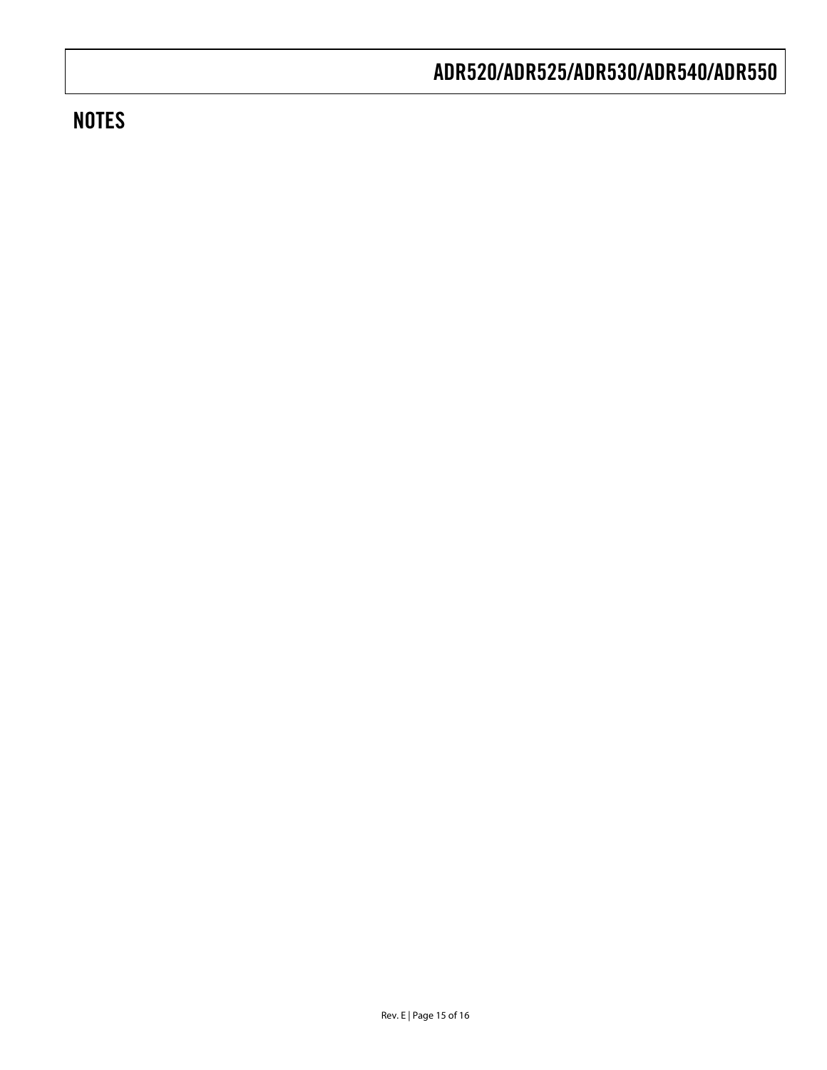## NOTES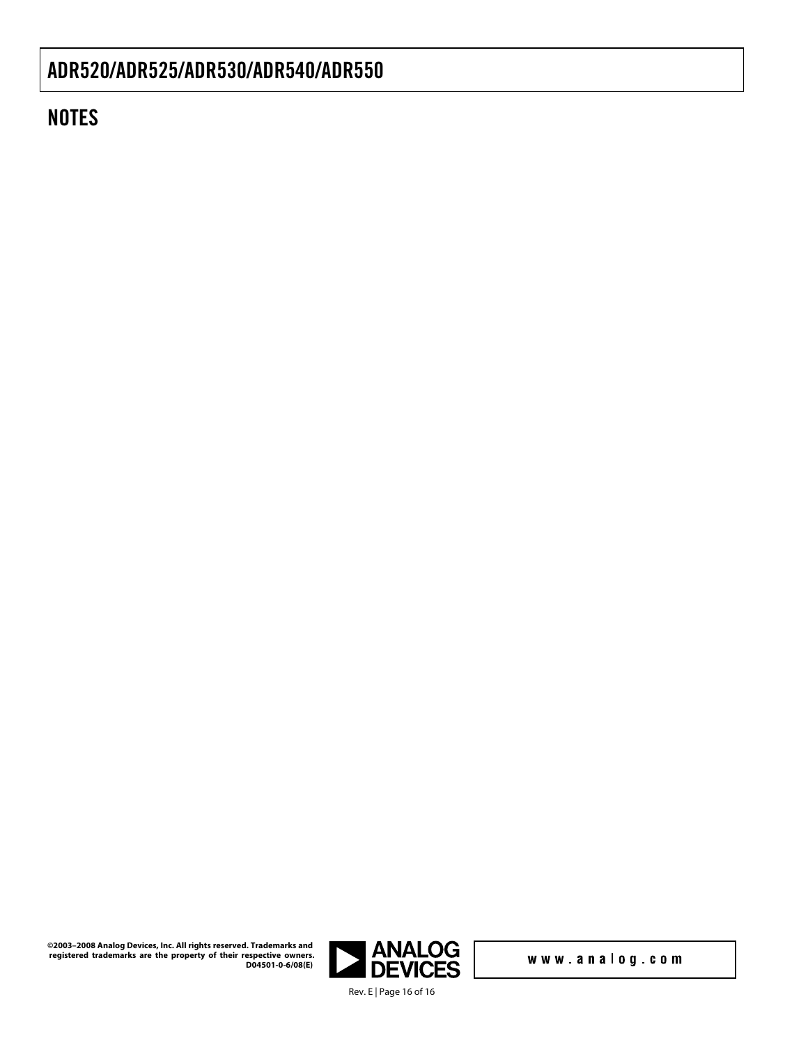## NOTES

©2003–2008 Analog Devices, Inc. All rights reserved. Trademarks and registered trademarks are the property of their respective owners.
D04501-0-6/08(E)

www.analog.com